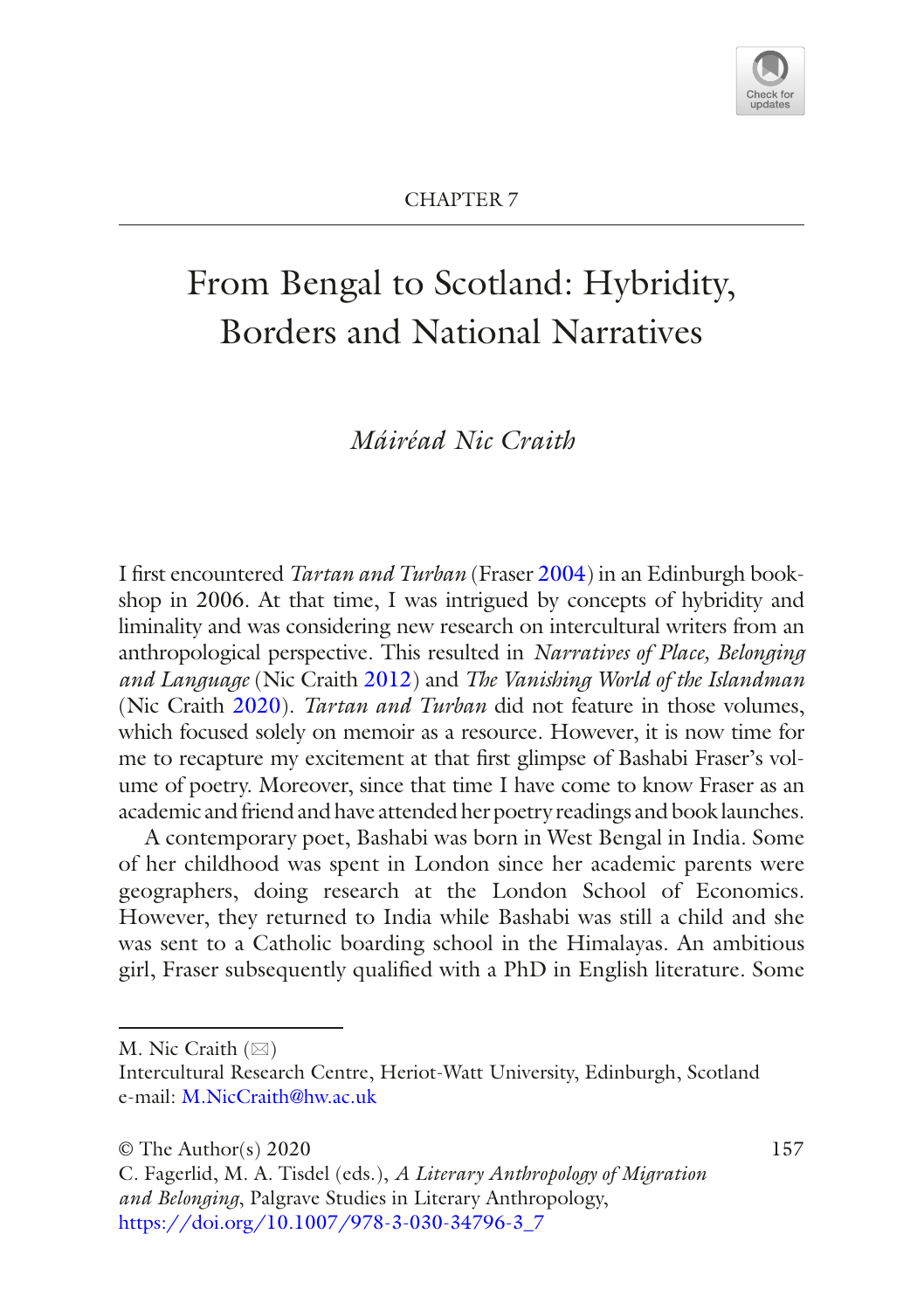CHAPTER 7

# From Bengal to Scotland: Hybridity, Borders and National Narratives

*Máiréad Nic Craith*

I first encountered *Tartan and Turban* (Fraser 2004) in an Edinburgh bookshop in 2006. At that time, I was intrigued by concepts of hybridity and liminality and was considering new research on intercultural writers from an anthropological perspective. This resulted in *Narratives of Place, Belonging and Language* (Nic Craith 2012) and *The Vanishing World of the Islandman* (Nic Craith 2020). *Tartan and Turban* did not feature in those volumes, which focused solely on memoir as a resource. However, it is now time for me to recapture my excitement at that first glimpse of Bashabi Fraser's volume of poetry. Moreover, since that time I have come to know Fraser as an academic and friend and have attended her poetry readings and book launches.

A contemporary poet, Bashabi was born in West Bengal in India. Some of her childhood was spent in London since her academic parents were geographers, doing research at the London School of Economics. However, they returned to India while Bashabi was still a child and she was sent to a Catholic boarding school in the Himalayas. An ambitious girl, Fraser subsequently qualified with a PhD in English literature. Some

---

M. Nic Craith (✉)
Intercultural Research Centre, Heriot-Watt University, Edinburgh, Scotland
e-mail: M.NicCraith@hw.ac.uk

© The Author(s) 2020
C. Fagerlid, M. A. Tisdel (eds.), *A Literary Anthropology of Migration and Belonging*, Palgrave Studies in Literary Anthropology,
https://doi.org/10.1007/978-3-030-34796-3_7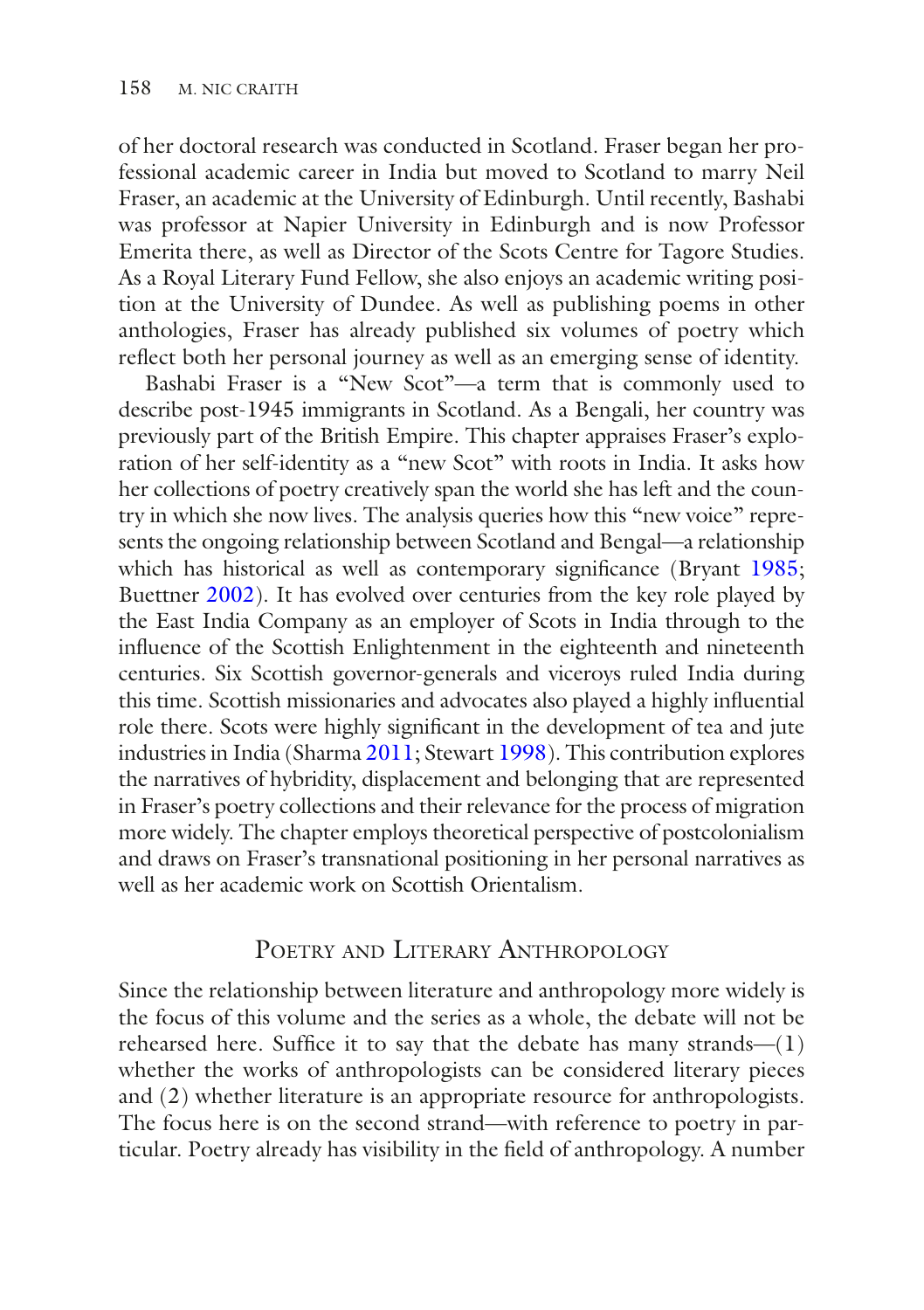of her doctoral research was conducted in Scotland. Fraser began her professional academic career in India but moved to Scotland to marry Neil Fraser, an academic at the University of Edinburgh. Until recently, Bashabi was professor at Napier University in Edinburgh and is now Professor Emerita there, as well as Director of the Scots Centre for Tagore Studies. As a Royal Literary Fund Fellow, she also enjoys an academic writing position at the University of Dundee. As well as publishing poems in other anthologies, Fraser has already published six volumes of poetry which reflect both her personal journey as well as an emerging sense of identity.

Bashabi Fraser is a "New Scot"—a term that is commonly used to describe post-1945 immigrants in Scotland. As a Bengali, her country was previously part of the British Empire. This chapter appraises Fraser's exploration of her self-identity as a "new Scot" with roots in India. It asks how her collections of poetry creatively span the world she has left and the country in which she now lives. The analysis queries how this "new voice" represents the ongoing relationship between Scotland and Bengal—a relationship which has historical as well as contemporary significance (Bryant 1985; Buettner 2002). It has evolved over centuries from the key role played by the East India Company as an employer of Scots in India through to the influence of the Scottish Enlightenment in the eighteenth and nineteenth centuries. Six Scottish governor-generals and viceroys ruled India during this time. Scottish missionaries and advocates also played a highly influential role there. Scots were highly significant in the development of tea and jute industries in India (Sharma 2011; Stewart 1998). This contribution explores the narratives of hybridity, displacement and belonging that are represented in Fraser's poetry collections and their relevance for the process of migration more widely. The chapter employs theoretical perspective of postcolonialism and draws on Fraser's transnational positioning in her personal narratives as well as her academic work on Scottish Orientalism.

## Poetry and Literary Anthropology

Since the relationship between literature and anthropology more widely is the focus of this volume and the series as a whole, the debate will not be rehearsed here. Suffice it to say that the debate has many strands—(1) whether the works of anthropologists can be considered literary pieces and (2) whether literature is an appropriate resource for anthropologists. The focus here is on the second strand—with reference to poetry in particular. Poetry already has visibility in the field of anthropology. A number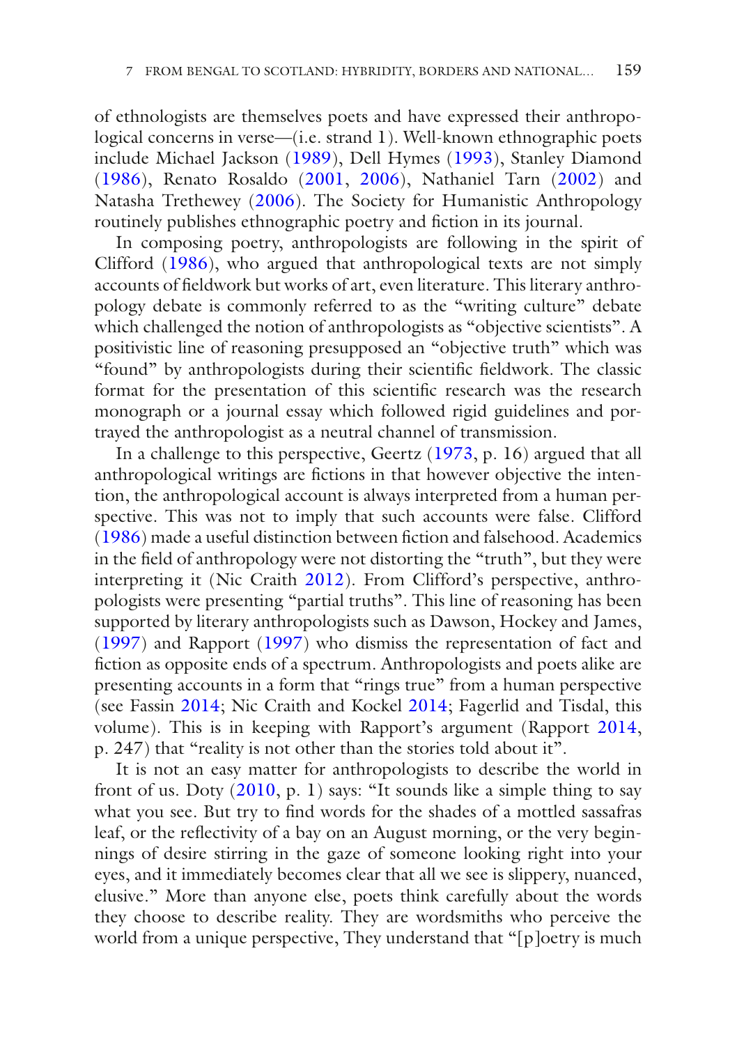of ethnologists are themselves poets and have expressed their anthropological concerns in verse—(i.e. strand 1). Well-known ethnographic poets include Michael Jackson (1989), Dell Hymes (1993), Stanley Diamond (1986), Renato Rosaldo (2001, 2006), Nathaniel Tarn (2002) and Natasha Trethewey (2006). The Society for Humanistic Anthropology routinely publishes ethnographic poetry and fiction in its journal.

In composing poetry, anthropologists are following in the spirit of Clifford (1986), who argued that anthropological texts are not simply accounts of fieldwork but works of art, even literature. This literary anthropology debate is commonly referred to as the "writing culture" debate which challenged the notion of anthropologists as "objective scientists". A positivistic line of reasoning presupposed an "objective truth" which was "found" by anthropologists during their scientific fieldwork. The classic format for the presentation of this scientific research was the research monograph or a journal essay which followed rigid guidelines and portrayed the anthropologist as a neutral channel of transmission.

In a challenge to this perspective, Geertz (1973, p. 16) argued that all anthropological writings are fictions in that however objective the intention, the anthropological account is always interpreted from a human perspective. This was not to imply that such accounts were false. Clifford (1986) made a useful distinction between fiction and falsehood. Academics in the field of anthropology were not distorting the "truth", but they were interpreting it (Nic Craith 2012). From Clifford's perspective, anthropologists were presenting "partial truths". This line of reasoning has been supported by literary anthropologists such as Dawson, Hockey and James, (1997) and Rapport (1997) who dismiss the representation of fact and fiction as opposite ends of a spectrum. Anthropologists and poets alike are presenting accounts in a form that "rings true" from a human perspective (see Fassin 2014; Nic Craith and Kockel 2014; Fagerlid and Tisdal, this volume). This is in keeping with Rapport's argument (Rapport 2014, p. 247) that "reality is not other than the stories told about it".

It is not an easy matter for anthropologists to describe the world in front of us. Doty (2010, p. 1) says: "It sounds like a simple thing to say what you see. But try to find words for the shades of a mottled sassafras leaf, or the reflectivity of a bay on an August morning, or the very beginnings of desire stirring in the gaze of someone looking right into your eyes, and it immediately becomes clear that all we see is slippery, nuanced, elusive." More than anyone else, poets think carefully about the words they choose to describe reality. They are wordsmiths who perceive the world from a unique perspective, They understand that "[p]oetry is much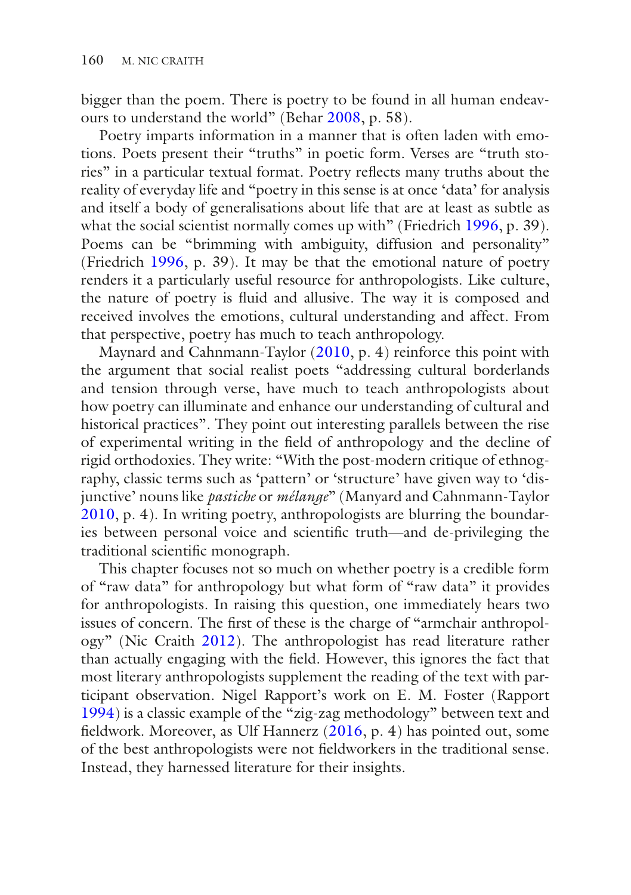bigger than the poem. There is poetry to be found in all human endeavours to understand the world" (Behar 2008, p. 58).

Poetry imparts information in a manner that is often laden with emotions. Poets present their "truths" in poetic form. Verses are "truth stories" in a particular textual format. Poetry reflects many truths about the reality of everyday life and "poetry in this sense is at once 'data' for analysis and itself a body of generalisations about life that are at least as subtle as what the social scientist normally comes up with" (Friedrich 1996, p. 39). Poems can be "brimming with ambiguity, diffusion and personality" (Friedrich 1996, p. 39). It may be that the emotional nature of poetry renders it a particularly useful resource for anthropologists. Like culture, the nature of poetry is fluid and allusive. The way it is composed and received involves the emotions, cultural understanding and affect. From that perspective, poetry has much to teach anthropology.

Maynard and Cahnmann-Taylor (2010, p. 4) reinforce this point with the argument that social realist poets "addressing cultural borderlands and tension through verse, have much to teach anthropologists about how poetry can illuminate and enhance our understanding of cultural and historical practices". They point out interesting parallels between the rise of experimental writing in the field of anthropology and the decline of rigid orthodoxies. They write: "With the post-modern critique of ethnography, classic terms such as 'pattern' or 'structure' have given way to 'disjunctive' nouns like *pastiche* or *mélange*" (Manyard and Cahnmann-Taylor 2010, p. 4). In writing poetry, anthropologists are blurring the boundaries between personal voice and scientific truth—and de-privileging the traditional scientific monograph.

This chapter focuses not so much on whether poetry is a credible form of "raw data" for anthropology but what form of "raw data" it provides for anthropologists. In raising this question, one immediately hears two issues of concern. The first of these is the charge of "armchair anthropology" (Nic Craith 2012). The anthropologist has read literature rather than actually engaging with the field. However, this ignores the fact that most literary anthropologists supplement the reading of the text with participant observation. Nigel Rapport's work on E. M. Foster (Rapport 1994) is a classic example of the "zig-zag methodology" between text and fieldwork. Moreover, as Ulf Hannerz (2016, p. 4) has pointed out, some of the best anthropologists were not fieldworkers in the traditional sense. Instead, they harnessed literature for their insights.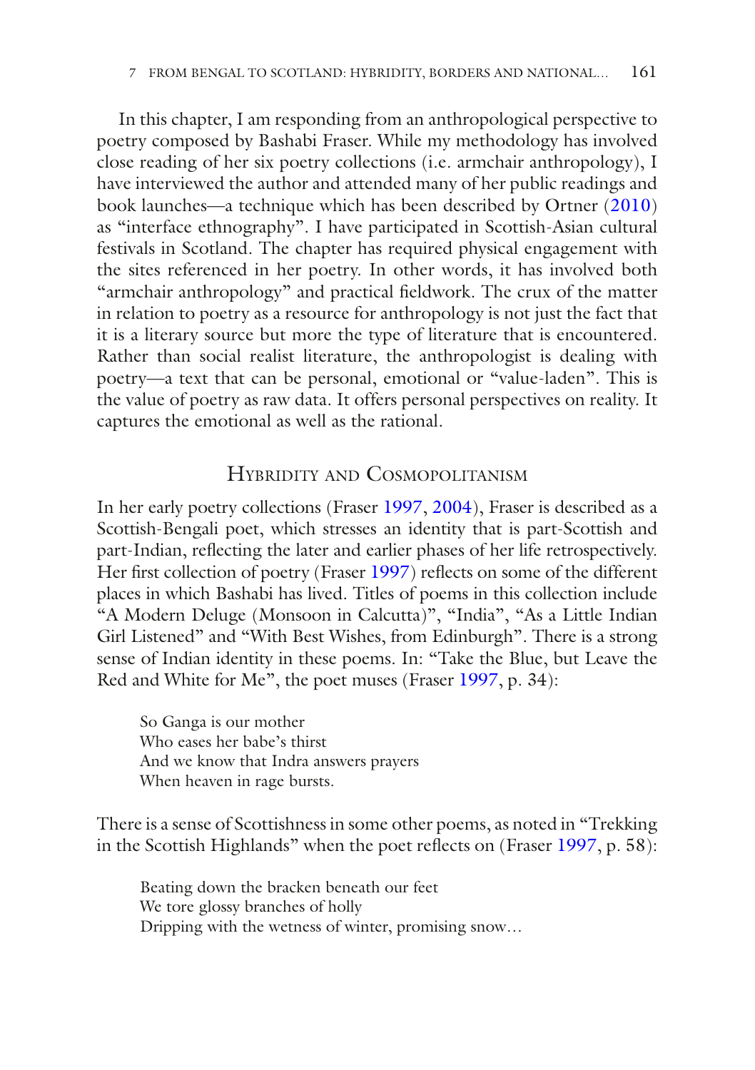In this chapter, I am responding from an anthropological perspective to poetry composed by Bashabi Fraser. While my methodology has involved close reading of her six poetry collections (i.e. armchair anthropology), I have interviewed the author and attended many of her public readings and book launches—a technique which has been described by Ortner (2010) as "interface ethnography". I have participated in Scottish-Asian cultural festivals in Scotland. The chapter has required physical engagement with the sites referenced in her poetry. In other words, it has involved both "armchair anthropology" and practical fieldwork. The crux of the matter in relation to poetry as a resource for anthropology is not just the fact that it is a literary source but more the type of literature that is encountered. Rather than social realist literature, the anthropologist is dealing with poetry—a text that can be personal, emotional or "value-laden". This is the value of poetry as raw data. It offers personal perspectives on reality. It captures the emotional as well as the rational.

## Hybridity and Cosmopolitanism

In her early poetry collections (Fraser 1997, 2004), Fraser is described as a Scottish-Bengali poet, which stresses an identity that is part-Scottish and part-Indian, reflecting the later and earlier phases of her life retrospectively. Her first collection of poetry (Fraser 1997) reflects on some of the different places in which Bashabi has lived. Titles of poems in this collection include "A Modern Deluge (Monsoon in Calcutta)", "India", "As a Little Indian Girl Listened" and "With Best Wishes, from Edinburgh". There is a strong sense of Indian identity in these poems. In: "Take the Blue, but Leave the Red and White for Me", the poet muses (Fraser 1997, p. 34):

> So Ganga is our mother
> Who eases her babe's thirst
> And we know that Indra answers prayers
> When heaven in rage bursts.

There is a sense of Scottishness in some other poems, as noted in "Trekking in the Scottish Highlands" when the poet reflects on (Fraser 1997, p. 58):

> Beating down the bracken beneath our feet
> We tore glossy branches of holly
> Dripping with the wetness of winter, promising snow…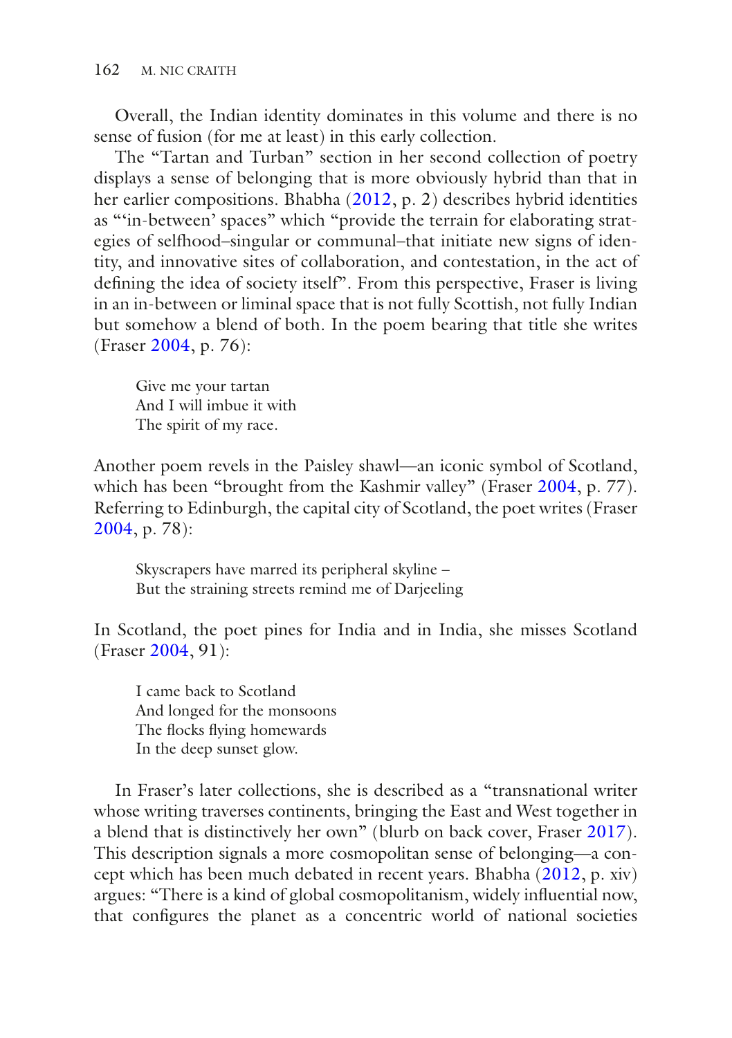Overall, the Indian identity dominates in this volume and there is no sense of fusion (for me at least) in this early collection.

The "Tartan and Turban" section in her second collection of poetry displays a sense of belonging that is more obviously hybrid than that in her earlier compositions. Bhabha (2012, p. 2) describes hybrid identities as "'in-between' spaces" which "provide the terrain for elaborating strategies of selfhood–singular or communal–that initiate new signs of identity, and innovative sites of collaboration, and contestation, in the act of defining the idea of society itself". From this perspective, Fraser is living in an in-between or liminal space that is not fully Scottish, not fully Indian but somehow a blend of both. In the poem bearing that title she writes (Fraser 2004, p. 76):

> Give me your tartan
> And I will imbue it with
> The spirit of my race.

Another poem revels in the Paisley shawl—an iconic symbol of Scotland, which has been "brought from the Kashmir valley" (Fraser 2004, p. 77). Referring to Edinburgh, the capital city of Scotland, the poet writes (Fraser 2004, p. 78):

> Skyscrapers have marred its peripheral skyline –
> But the straining streets remind me of Darjeeling

In Scotland, the poet pines for India and in India, she misses Scotland (Fraser 2004, 91):

> I came back to Scotland
> And longed for the monsoons
> The flocks flying homewards
> In the deep sunset glow.

In Fraser's later collections, she is described as a "transnational writer whose writing traverses continents, bringing the East and West together in a blend that is distinctively her own" (blurb on back cover, Fraser 2017). This description signals a more cosmopolitan sense of belonging—a concept which has been much debated in recent years. Bhabha (2012, p. xiv) argues: "There is a kind of global cosmopolitanism, widely influential now, that configures the planet as a concentric world of national societies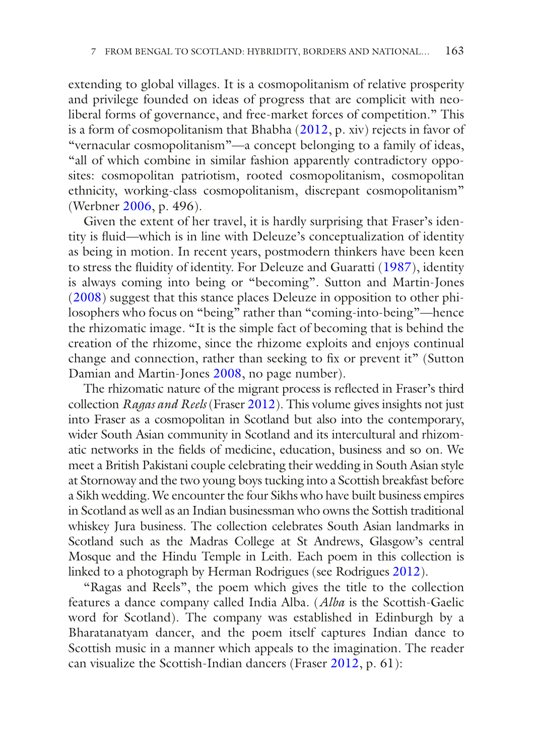extending to global villages. It is a cosmopolitanism of relative prosperity and privilege founded on ideas of progress that are complicit with neo-liberal forms of governance, and free-market forces of competition." This is a form of cosmopolitanism that Bhabha (2012, p. xiv) rejects in favor of "vernacular cosmopolitanism"—a concept belonging to a family of ideas, "all of which combine in similar fashion apparently contradictory opposites: cosmopolitan patriotism, rooted cosmopolitanism, cosmopolitan ethnicity, working-class cosmopolitanism, discrepant cosmopolitanism" (Werbner 2006, p. 496).

Given the extent of her travel, it is hardly surprising that Fraser's identity is fluid—which is in line with Deleuze's conceptualization of identity as being in motion. In recent years, postmodern thinkers have been keen to stress the fluidity of identity. For Deleuze and Guaratti (1987), identity is always coming into being or "becoming". Sutton and Martin-Jones (2008) suggest that this stance places Deleuze in opposition to other philosophers who focus on "being" rather than "coming-into-being"—hence the rhizomatic image. "It is the simple fact of becoming that is behind the creation of the rhizome, since the rhizome exploits and enjoys continual change and connection, rather than seeking to fix or prevent it" (Sutton Damian and Martin-Jones 2008, no page number).

The rhizomatic nature of the migrant process is reflected in Fraser's third collection *Ragas and Reels* (Fraser 2012). This volume gives insights not just into Fraser as a cosmopolitan in Scotland but also into the contemporary, wider South Asian community in Scotland and its intercultural and rhizomatic networks in the fields of medicine, education, business and so on. We meet a British Pakistani couple celebrating their wedding in South Asian style at Stornoway and the two young boys tucking into a Scottish breakfast before a Sikh wedding. We encounter the four Sikhs who have built business empires in Scotland as well as an Indian businessman who owns the Sottish traditional whiskey Jura business. The collection celebrates South Asian landmarks in Scotland such as the Madras College at St Andrews, Glasgow's central Mosque and the Hindu Temple in Leith. Each poem in this collection is linked to a photograph by Herman Rodrigues (see Rodrigues 2012).

"Ragas and Reels", the poem which gives the title to the collection features a dance company called India Alba. (*Alba* is the Scottish-Gaelic word for Scotland). The company was established in Edinburgh by a Bharatanatyam dancer, and the poem itself captures Indian dance to Scottish music in a manner which appeals to the imagination. The reader can visualize the Scottish-Indian dancers (Fraser 2012, p. 61):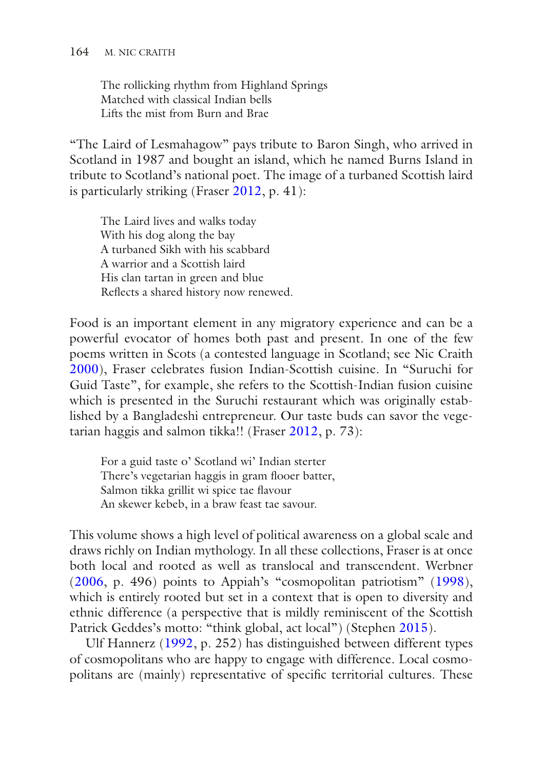> The rollicking rhythm from Highland Springs  
> Matched with classical Indian bells  
> Lifts the mist from Burn and Brae

"The Laird of Lesmahagow" pays tribute to Baron Singh, who arrived in Scotland in 1987 and bought an island, which he named Burns Island in tribute to Scotland's national poet. The image of a turbaned Scottish laird is particularly striking (Fraser 2012, p. 41):

> The Laird lives and walks today  
> With his dog along the bay  
> A turbaned Sikh with his scabbard  
> A warrior and a Scottish laird  
> His clan tartan in green and blue  
> Reflects a shared history now renewed.

Food is an important element in any migratory experience and can be a powerful evocator of homes both past and present. In one of the few poems written in Scots (a contested language in Scotland; see Nic Craith 2000), Fraser celebrates fusion Indian-Scottish cuisine. In "Suruchi for Guid Taste", for example, she refers to the Scottish-Indian fusion cuisine which is presented in the Suruchi restaurant which was originally established by a Bangladeshi entrepreneur. Our taste buds can savor the vegetarian haggis and salmon tikka!! (Fraser 2012, p. 73):

> For a guid taste o' Scotland wi' Indian sterter  
> There's vegetarian haggis in gram flooer batter,  
> Salmon tikka grillit wi spice tae flavour  
> An skewer kebeb, in a braw feast tae savour.

This volume shows a high level of political awareness on a global scale and draws richly on Indian mythology. In all these collections, Fraser is at once both local and rooted as well as translocal and transcendent. Werbner (2006, p. 496) points to Appiah's "cosmopolitan patriotism" (1998), which is entirely rooted but set in a context that is open to diversity and ethnic difference (a perspective that is mildly reminiscent of the Scottish Patrick Geddes's motto: "think global, act local") (Stephen 2015).

Ulf Hannerz (1992, p. 252) has distinguished between different types of cosmopolitans who are happy to engage with difference. Local cosmopolitans are (mainly) representative of specific territorial cultures. These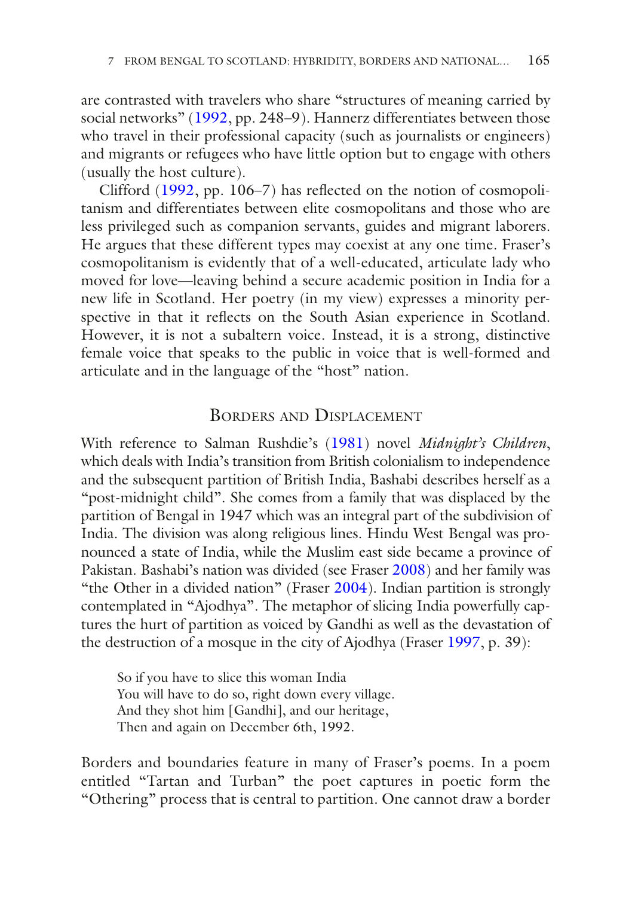are contrasted with travelers who share "structures of meaning carried by social networks" (1992, pp. 248–9). Hannerz differentiates between those who travel in their professional capacity (such as journalists or engineers) and migrants or refugees who have little option but to engage with others (usually the host culture).

Clifford (1992, pp. 106–7) has reflected on the notion of cosmopolitanism and differentiates between elite cosmopolitans and those who are less privileged such as companion servants, guides and migrant laborers. He argues that these different types may coexist at any one time. Fraser's cosmopolitanism is evidently that of a well-educated, articulate lady who moved for love—leaving behind a secure academic position in India for a new life in Scotland. Her poetry (in my view) expresses a minority perspective in that it reflects on the South Asian experience in Scotland. However, it is not a subaltern voice. Instead, it is a strong, distinctive female voice that speaks to the public in voice that is well-formed and articulate and in the language of the "host" nation.

## Borders and Displacement

With reference to Salman Rushdie's (1981) novel *Midnight's Children*, which deals with India's transition from British colonialism to independence and the subsequent partition of British India, Bashabi describes herself as a "post-midnight child". She comes from a family that was displaced by the partition of Bengal in 1947 which was an integral part of the subdivision of India. The division was along religious lines. Hindu West Bengal was pronounced a state of India, while the Muslim east side became a province of Pakistan. Bashabi's nation was divided (see Fraser 2008) and her family was "the Other in a divided nation" (Fraser 2004). Indian partition is strongly contemplated in "Ajodhya". The metaphor of slicing India powerfully captures the hurt of partition as voiced by Gandhi as well as the devastation of the destruction of a mosque in the city of Ajodhya (Fraser 1997, p. 39):

> So if you have to slice this woman India
> You will have to do so, right down every village.
> And they shot him [Gandhi], and our heritage,
> Then and again on December 6th, 1992.

Borders and boundaries feature in many of Fraser's poems. In a poem entitled "Tartan and Turban" the poet captures in poetic form the "Othering" process that is central to partition. One cannot draw a border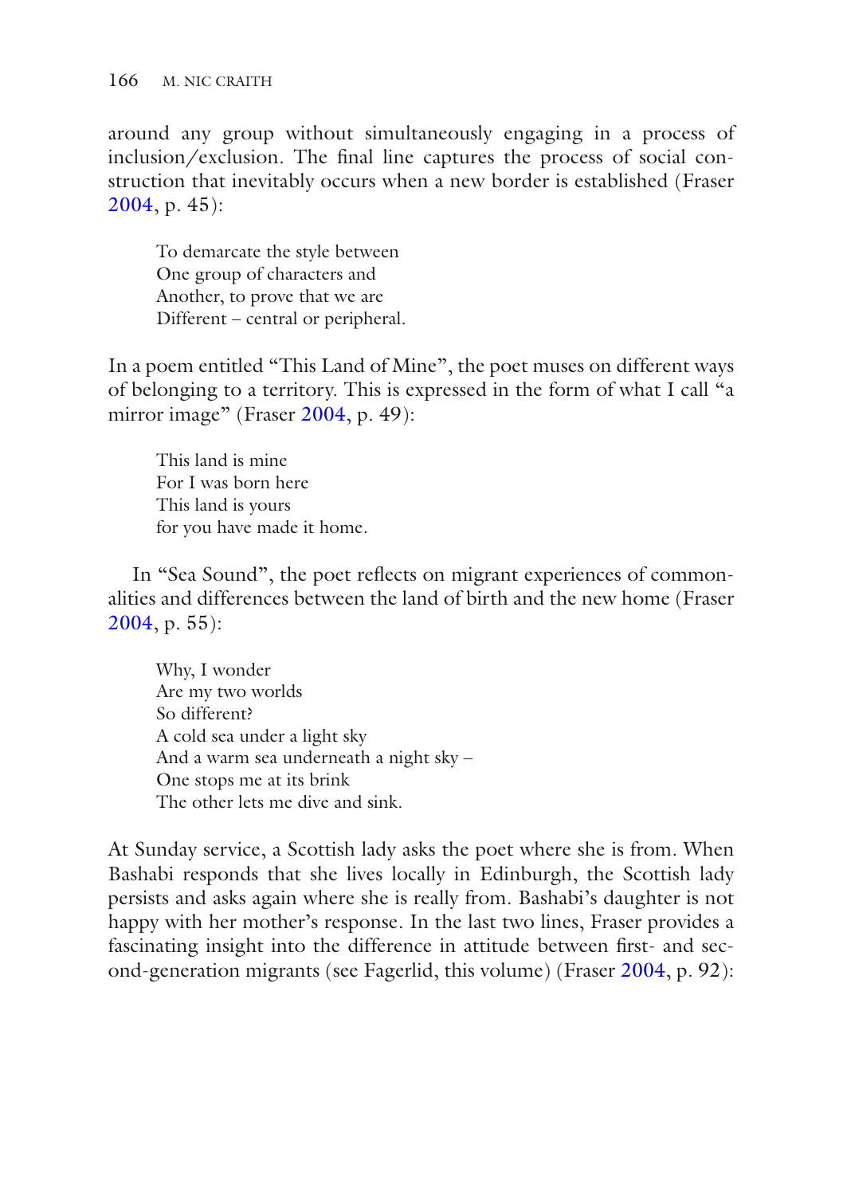around any group without simultaneously engaging in a process of inclusion/exclusion. The final line captures the process of social construction that inevitably occurs when a new border is established (Fraser 2004, p. 45):

> To demarcate the style between  
> One group of characters and  
> Another, to prove that we are  
> Different – central or peripheral.

In a poem entitled "This Land of Mine", the poet muses on different ways of belonging to a territory. This is expressed in the form of what I call "a mirror image" (Fraser 2004, p. 49):

> This land is mine  
> For I was born here  
> This land is yours  
> for you have made it home.

In "Sea Sound", the poet reflects on migrant experiences of commonalities and differences between the land of birth and the new home (Fraser 2004, p. 55):

> Why, I wonder  
> Are my two worlds  
> So different?  
> A cold sea under a light sky  
> And a warm sea underneath a night sky –  
> One stops me at its brink  
> The other lets me dive and sink.

At Sunday service, a Scottish lady asks the poet where she is from. When Bashabi responds that she lives locally in Edinburgh, the Scottish lady persists and asks again where she is really from. Bashabi's daughter is not happy with her mother's response. In the last two lines, Fraser provides a fascinating insight into the difference in attitude between first- and second-generation migrants (see Fagerlid, this volume) (Fraser 2004, p. 92):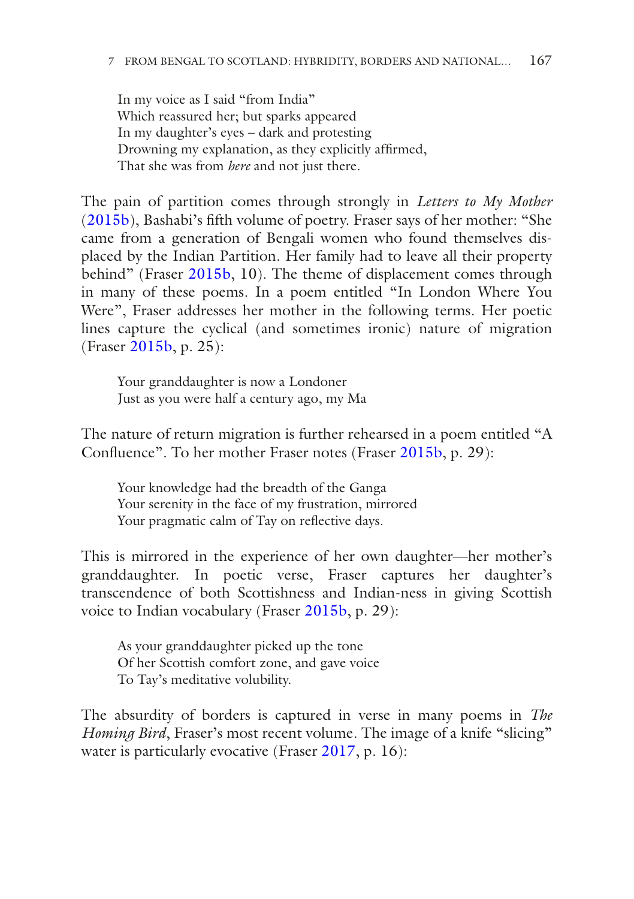In my voice as I said "from India"  
Which reassured her; but sparks appeared  
In my daughter's eyes – dark and protesting  
Drowning my explanation, as they explicitly affirmed,  
That she was from *here* and not just there.

The pain of partition comes through strongly in *Letters to My Mother* (2015b), Bashabi's fifth volume of poetry. Fraser says of her mother: "She came from a generation of Bengali women who found themselves displaced by the Indian Partition. Her family had to leave all their property behind" (Fraser 2015b, 10). The theme of displacement comes through in many of these poems. In a poem entitled "In London Where You Were", Fraser addresses her mother in the following terms. Her poetic lines capture the cyclical (and sometimes ironic) nature of migration (Fraser 2015b, p. 25):

Your granddaughter is now a Londoner  
Just as you were half a century ago, my Ma

The nature of return migration is further rehearsed in a poem entitled "A Confluence". To her mother Fraser notes (Fraser 2015b, p. 29):

Your knowledge had the breadth of the Ganga  
Your serenity in the face of my frustration, mirrored  
Your pragmatic calm of Tay on reflective days.

This is mirrored in the experience of her own daughter—her mother's granddaughter. In poetic verse, Fraser captures her daughter's transcendence of both Scottishness and Indian-ness in giving Scottish voice to Indian vocabulary (Fraser 2015b, p. 29):

As your granddaughter picked up the tone  
Of her Scottish comfort zone, and gave voice  
To Tay's meditative volubility.

The absurdity of borders is captured in verse in many poems in *The Homing Bird*, Fraser's most recent volume. The image of a knife "slicing" water is particularly evocative (Fraser 2017, p. 16):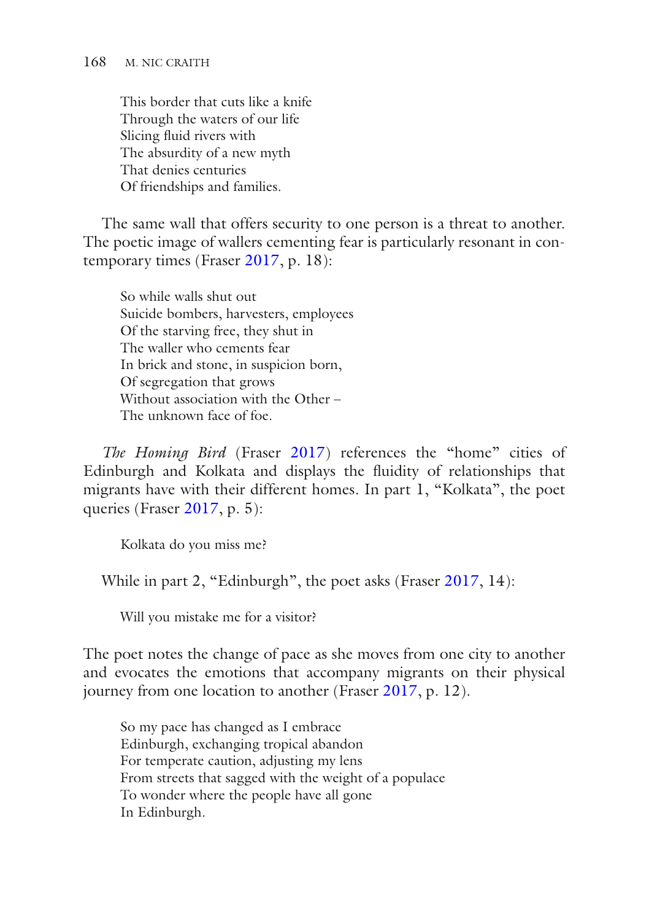> This border that cuts like a knife
> Through the waters of our life
> Slicing fluid rivers with
> The absurdity of a new myth
> That denies centuries
> Of friendships and families.

The same wall that offers security to one person is a threat to another. The poetic image of wallers cementing fear is particularly resonant in contemporary times (Fraser 2017, p. 18):

> So while walls shut out
> Suicide bombers, harvesters, employees
> Of the starving free, they shut in
> The waller who cements fear
> In brick and stone, in suspicion born,
> Of segregation that grows
> Without association with the Other –
> The unknown face of foe.

*The Homing Bird* (Fraser 2017) references the "home" cities of Edinburgh and Kolkata and displays the fluidity of relationships that migrants have with their different homes. In part 1, "Kolkata", the poet queries (Fraser 2017, p. 5):

> Kolkata do you miss me?

While in part 2, "Edinburgh", the poet asks (Fraser 2017, 14):

> Will you mistake me for a visitor?

The poet notes the change of pace as she moves from one city to another and evocates the emotions that accompany migrants on their physical journey from one location to another (Fraser 2017, p. 12).

> So my pace has changed as I embrace
> Edinburgh, exchanging tropical abandon
> For temperate caution, adjusting my lens
> From streets that sagged with the weight of a populace
> To wonder where the people have all gone
> In Edinburgh.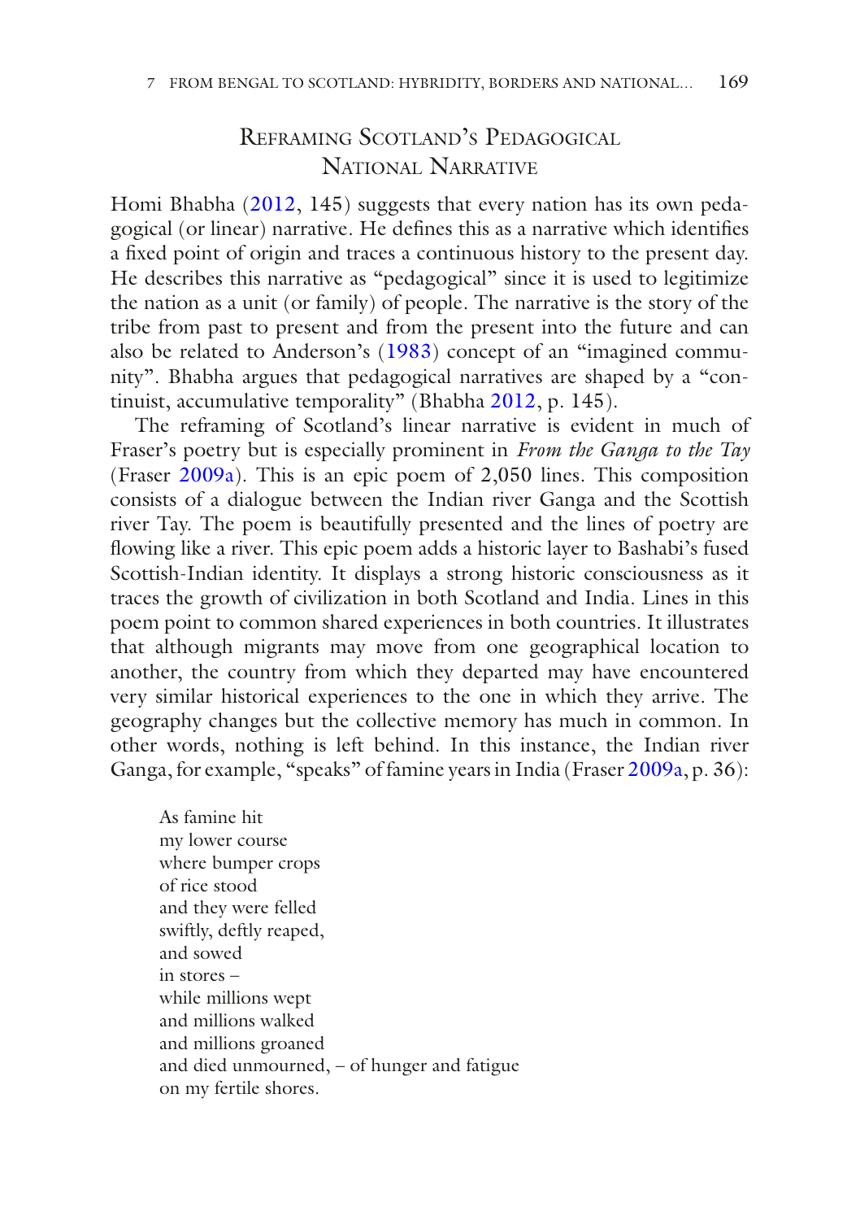## Reframing Scotland's Pedagogical National Narrative

Homi Bhabha (2012, 145) suggests that every nation has its own pedagogical (or linear) narrative. He defines this as a narrative which identifies a fixed point of origin and traces a continuous history to the present day. He describes this narrative as "pedagogical" since it is used to legitimize the nation as a unit (or family) of people. The narrative is the story of the tribe from past to present and from the present into the future and can also be related to Anderson's (1983) concept of an "imagined community". Bhabha argues that pedagogical narratives are shaped by a "continuist, accumulative temporality" (Bhabha 2012, p. 145).

The reframing of Scotland's linear narrative is evident in much of Fraser's poetry but is especially prominent in *From the Ganga to the Tay* (Fraser 2009a). This is an epic poem of 2,050 lines. This composition consists of a dialogue between the Indian river Ganga and the Scottish river Tay. The poem is beautifully presented and the lines of poetry are flowing like a river. This epic poem adds a historic layer to Bashabi's fused Scottish-Indian identity. It displays a strong historic consciousness as it traces the growth of civilization in both Scotland and India. Lines in this poem point to common shared experiences in both countries. It illustrates that although migrants may move from one geographical location to another, the country from which they departed may have encountered very similar historical experiences to the one in which they arrive. The geography changes but the collective memory has much in common. In other words, nothing is left behind. In this instance, the Indian river Ganga, for example, "speaks" of famine years in India (Fraser 2009a, p. 36):

> As famine hit
> my lower course
> where bumper crops
> of rice stood
> and they were felled
> swiftly, deftly reaped,
> and sowed
> in stores –
> while millions wept
> and millions walked
> and millions groaned
> and died unmourned, – of hunger and fatigue
> on my fertile shores.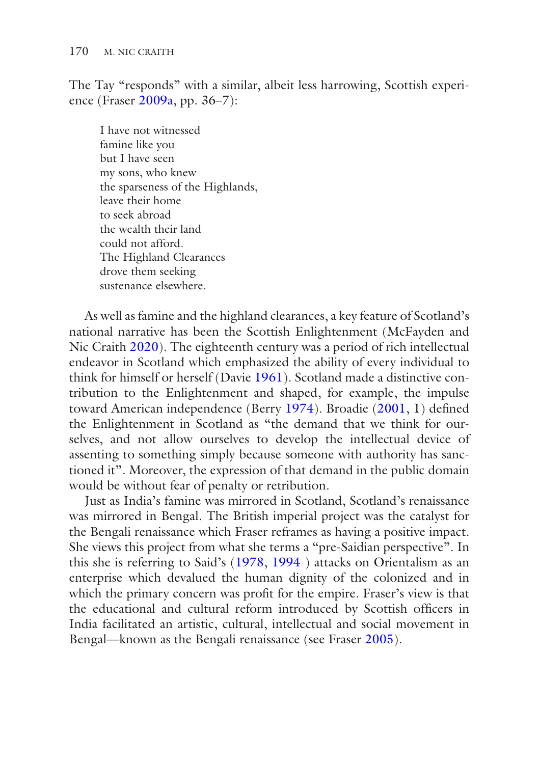The Tay "responds" with a similar, albeit less harrowing, Scottish experience (Fraser 2009a, pp. 36–7):

> I have not witnessed  
> famine like you  
> but I have seen  
> my sons, who knew  
> the sparseness of the Highlands,  
> leave their home  
> to seek abroad  
> the wealth their land  
> could not afford.  
> The Highland Clearances  
> drove them seeking  
> sustenance elsewhere.

As well as famine and the highland clearances, a key feature of Scotland's national narrative has been the Scottish Enlightenment (McFayden and Nic Craith 2020). The eighteenth century was a period of rich intellectual endeavor in Scotland which emphasized the ability of every individual to think for himself or herself (Davie 1961). Scotland made a distinctive contribution to the Enlightenment and shaped, for example, the impulse toward American independence (Berry 1974). Broadie (2001, 1) defined the Enlightenment in Scotland as "the demand that we think for ourselves, and not allow ourselves to develop the intellectual device of assenting to something simply because someone with authority has sanctioned it". Moreover, the expression of that demand in the public domain would be without fear of penalty or retribution.

Just as India's famine was mirrored in Scotland, Scotland's renaissance was mirrored in Bengal. The British imperial project was the catalyst for the Bengali renaissance which Fraser reframes as having a positive impact. She views this project from what she terms a "pre-Saidian perspective". In this she is referring to Said's (1978, 1994 ) attacks on Orientalism as an enterprise which devalued the human dignity of the colonized and in which the primary concern was profit for the empire. Fraser's view is that the educational and cultural reform introduced by Scottish officers in India facilitated an artistic, cultural, intellectual and social movement in Bengal—known as the Bengali renaissance (see Fraser 2005).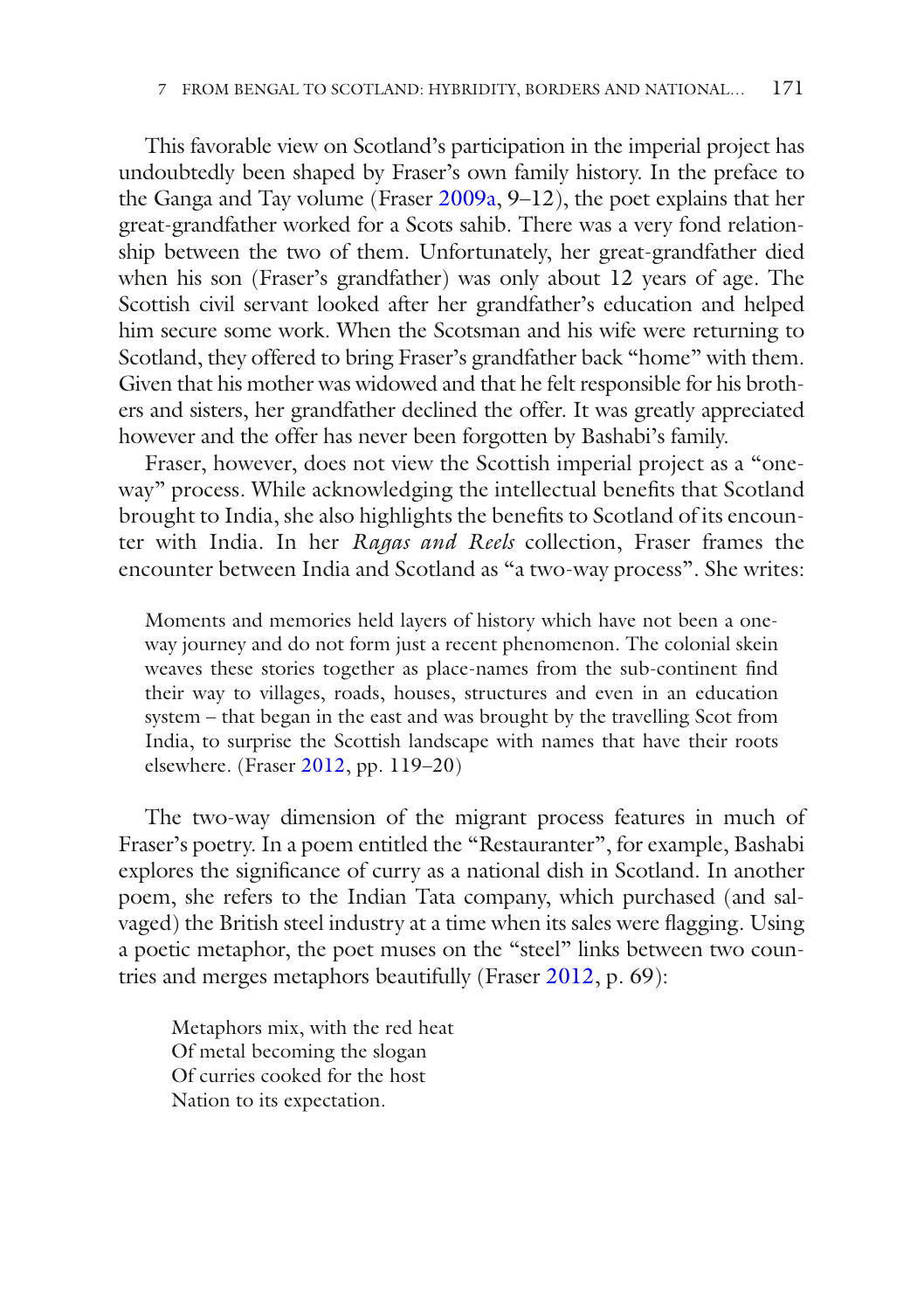This favorable view on Scotland's participation in the imperial project has undoubtedly been shaped by Fraser's own family history. In the preface to the Ganga and Tay volume (Fraser 2009a, 9–12), the poet explains that her great-grandfather worked for a Scots sahib. There was a very fond relationship between the two of them. Unfortunately, her great-grandfather died when his son (Fraser's grandfather) was only about 12 years of age. The Scottish civil servant looked after her grandfather's education and helped him secure some work. When the Scotsman and his wife were returning to Scotland, they offered to bring Fraser's grandfather back "home" with them. Given that his mother was widowed and that he felt responsible for his brothers and sisters, her grandfather declined the offer. It was greatly appreciated however and the offer has never been forgotten by Bashabi's family.

Fraser, however, does not view the Scottish imperial project as a "one-way" process. While acknowledging the intellectual benefits that Scotland brought to India, she also highlights the benefits to Scotland of its encounter with India. In her *Ragas and Reels* collection, Fraser frames the encounter between India and Scotland as "a two-way process". She writes:

> Moments and memories held layers of history which have not been a one-way journey and do not form just a recent phenomenon. The colonial skein weaves these stories together as place-names from the sub-continent find their way to villages, roads, houses, structures and even in an education system – that began in the east and was brought by the travelling Scot from India, to surprise the Scottish landscape with names that have their roots elsewhere. (Fraser 2012, pp. 119–20)

The two-way dimension of the migrant process features in much of Fraser's poetry. In a poem entitled the "Restauranter", for example, Bashabi explores the significance of curry as a national dish in Scotland. In another poem, she refers to the Indian Tata company, which purchased (and salvaged) the British steel industry at a time when its sales were flagging. Using a poetic metaphor, the poet muses on the "steel" links between two countries and merges metaphors beautifully (Fraser 2012, p. 69):

> Metaphors mix, with the red heat
> Of metal becoming the slogan
> Of curries cooked for the host
> Nation to its expectation.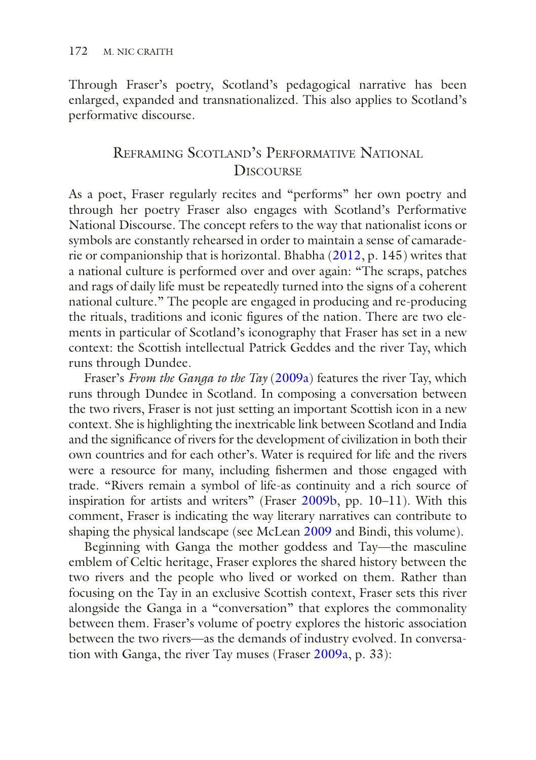Through Fraser's poetry, Scotland's pedagogical narrative has been enlarged, expanded and transnationalized. This also applies to Scotland's performative discourse.

## Reframing Scotland's Performative National Discourse

As a poet, Fraser regularly recites and "performs" her own poetry and through her poetry Fraser also engages with Scotland's Performative National Discourse. The concept refers to the way that nationalist icons or symbols are constantly rehearsed in order to maintain a sense of camaraderie or companionship that is horizontal. Bhabha (2012, p. 145) writes that a national culture is performed over and over again: "The scraps, patches and rags of daily life must be repeatedly turned into the signs of a coherent national culture." The people are engaged in producing and re-producing the rituals, traditions and iconic figures of the nation. There are two elements in particular of Scotland's iconography that Fraser has set in a new context: the Scottish intellectual Patrick Geddes and the river Tay, which runs through Dundee.

Fraser's *From the Ganga to the Tay* (2009a) features the river Tay, which runs through Dundee in Scotland. In composing a conversation between the two rivers, Fraser is not just setting an important Scottish icon in a new context. She is highlighting the inextricable link between Scotland and India and the significance of rivers for the development of civilization in both their own countries and for each other's. Water is required for life and the rivers were a resource for many, including fishermen and those engaged with trade. "Rivers remain a symbol of life-as continuity and a rich source of inspiration for artists and writers" (Fraser 2009b, pp. 10–11). With this comment, Fraser is indicating the way literary narratives can contribute to shaping the physical landscape (see McLean 2009 and Bindi, this volume).

Beginning with Ganga the mother goddess and Tay—the masculine emblem of Celtic heritage, Fraser explores the shared history between the two rivers and the people who lived or worked on them. Rather than focusing on the Tay in an exclusive Scottish context, Fraser sets this river alongside the Ganga in a "conversation" that explores the commonality between them. Fraser's volume of poetry explores the historic association between the two rivers—as the demands of industry evolved. In conversation with Ganga, the river Tay muses (Fraser 2009a, p. 33):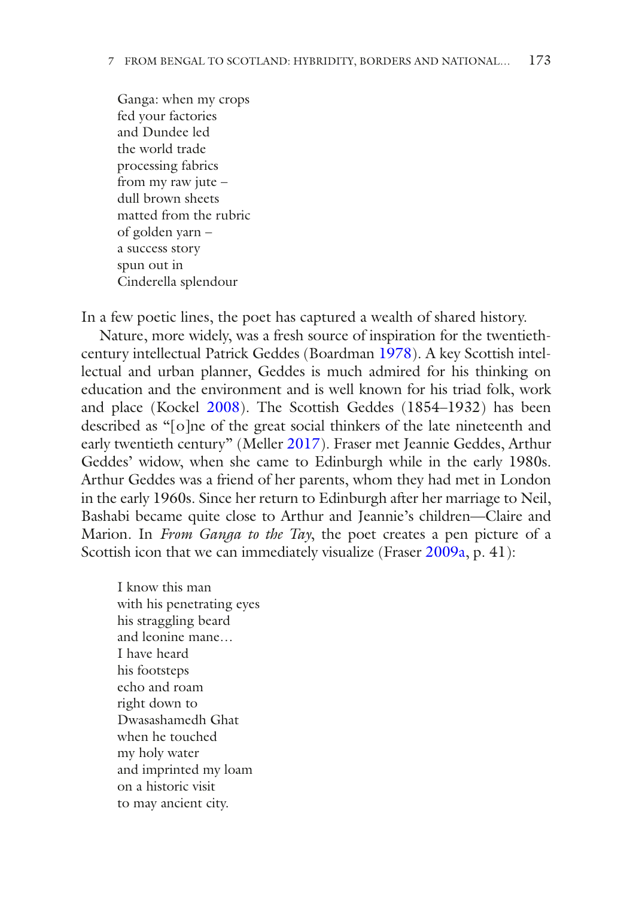Ganga: when my crops  
fed your factories  
and Dundee led  
the world trade  
processing fabrics  
from my raw jute –  
dull brown sheets  
matted from the rubric  
of golden yarn –  
a success story  
spun out in  
Cinderella splendour

In a few poetic lines, the poet has captured a wealth of shared history.

Nature, more widely, was a fresh source of inspiration for the twentieth-century intellectual Patrick Geddes (Boardman 1978). A key Scottish intellectual and urban planner, Geddes is much admired for his thinking on education and the environment and is well known for his triad folk, work and place (Kockel 2008). The Scottish Geddes (1854–1932) has been described as "[o]ne of the great social thinkers of the late nineteenth and early twentieth century" (Meller 2017). Fraser met Jeannie Geddes, Arthur Geddes' widow, when she came to Edinburgh while in the early 1980s. Arthur Geddes was a friend of her parents, whom they had met in London in the early 1960s. Since her return to Edinburgh after her marriage to Neil, Bashabi became quite close to Arthur and Jeannie's children—Claire and Marion. In *From Ganga to the Tay*, the poet creates a pen picture of a Scottish icon that we can immediately visualize (Fraser 2009a, p. 41):

I know this man  
with his penetrating eyes  
his straggling beard  
and leonine mane…  
I have heard  
his footsteps  
echo and roam  
right down to  
Dwasashamedh Ghat  
when he touched  
my holy water  
and imprinted my loam  
on a historic visit  
to may ancient city.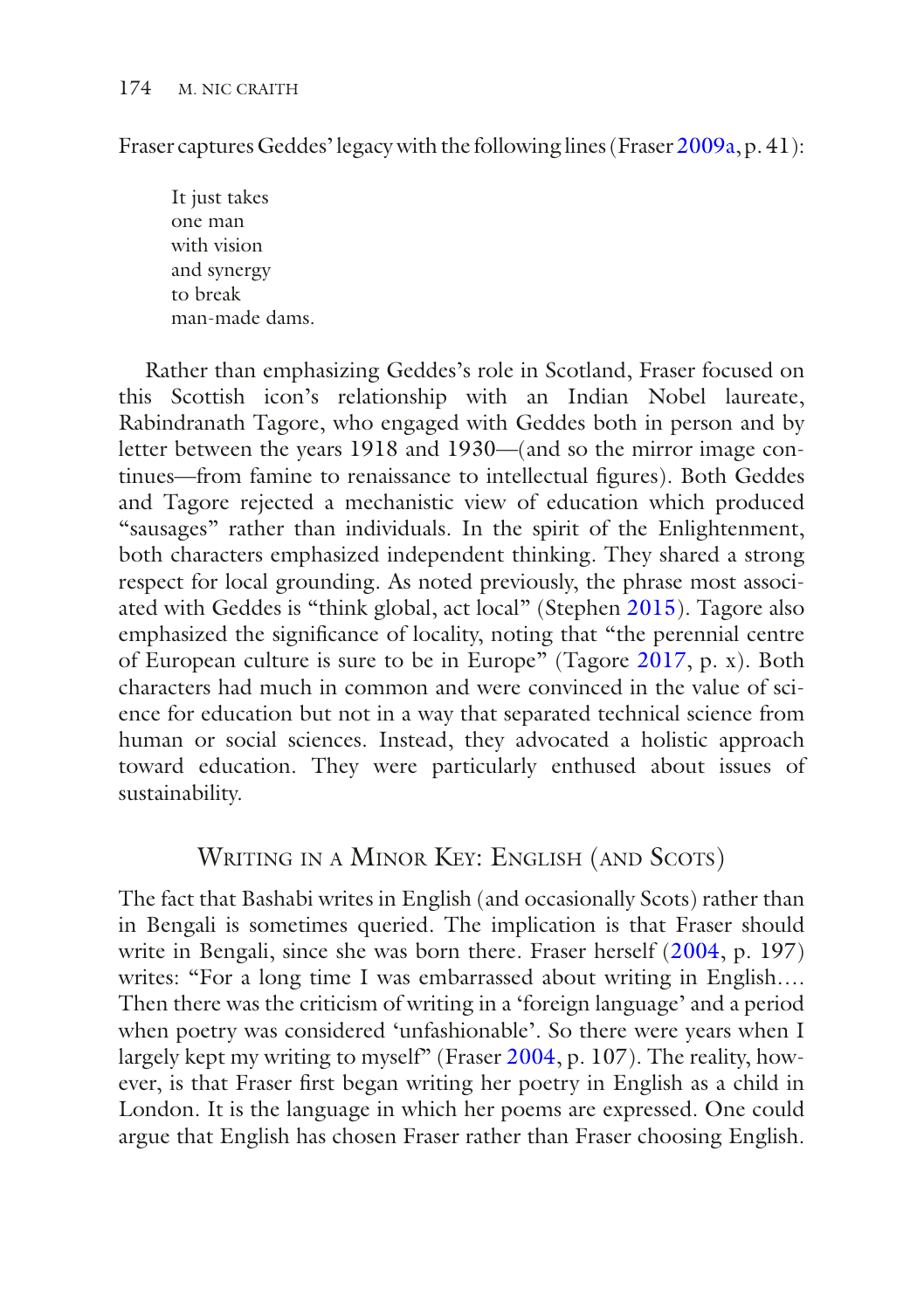Fraser captures Geddes' legacy with the following lines (Fraser 2009a, p. 41):

> It just takes
> one man
> with vision
> and synergy
> to break
> man-made dams.

Rather than emphasizing Geddes's role in Scotland, Fraser focused on this Scottish icon's relationship with an Indian Nobel laureate, Rabindranath Tagore, who engaged with Geddes both in person and by letter between the years 1918 and 1930—(and so the mirror image continues—from famine to renaissance to intellectual figures). Both Geddes and Tagore rejected a mechanistic view of education which produced "sausages" rather than individuals. In the spirit of the Enlightenment, both characters emphasized independent thinking. They shared a strong respect for local grounding. As noted previously, the phrase most associated with Geddes is "think global, act local" (Stephen 2015). Tagore also emphasized the significance of locality, noting that "the perennial centre of European culture is sure to be in Europe" (Tagore 2017, p. x). Both characters had much in common and were convinced in the value of science for education but not in a way that separated technical science from human or social sciences. Instead, they advocated a holistic approach toward education. They were particularly enthused about issues of sustainability.

## Writing in a Minor Key: English (and Scots)

The fact that Bashabi writes in English (and occasionally Scots) rather than in Bengali is sometimes queried. The implication is that Fraser should write in Bengali, since she was born there. Fraser herself (2004, p. 197) writes: "For a long time I was embarrassed about writing in English.… Then there was the criticism of writing in a 'foreign language' and a period when poetry was considered 'unfashionable'. So there were years when I largely kept my writing to myself" (Fraser 2004, p. 107). The reality, however, is that Fraser first began writing her poetry in English as a child in London. It is the language in which her poems are expressed. One could argue that English has chosen Fraser rather than Fraser choosing English.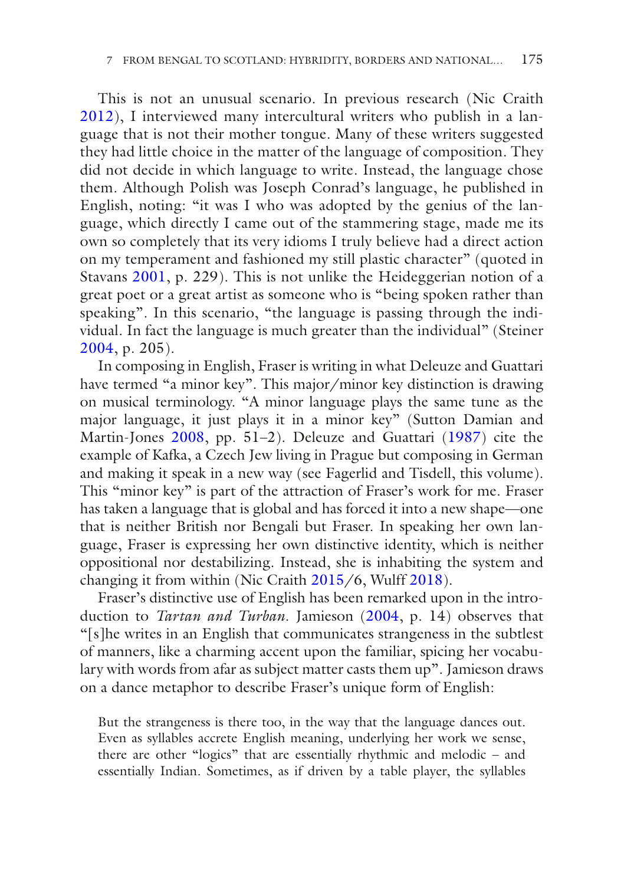This is not an unusual scenario. In previous research (Nic Craith 2012), I interviewed many intercultural writers who publish in a language that is not their mother tongue. Many of these writers suggested they had little choice in the matter of the language of composition. They did not decide in which language to write. Instead, the language chose them. Although Polish was Joseph Conrad's language, he published in English, noting: "it was I who was adopted by the genius of the language, which directly I came out of the stammering stage, made me its own so completely that its very idioms I truly believe had a direct action on my temperament and fashioned my still plastic character" (quoted in Stavans 2001, p. 229). This is not unlike the Heideggerian notion of a great poet or a great artist as someone who is "being spoken rather than speaking". In this scenario, "the language is passing through the individual. In fact the language is much greater than the individual" (Steiner 2004, p. 205).

In composing in English, Fraser is writing in what Deleuze and Guattari have termed "a minor key". This major/minor key distinction is drawing on musical terminology. "A minor language plays the same tune as the major language, it just plays it in a minor key" (Sutton Damian and Martin-Jones 2008, pp. 51–2). Deleuze and Guattari (1987) cite the example of Kafka, a Czech Jew living in Prague but composing in German and making it speak in a new way (see Fagerlid and Tisdell, this volume). This "minor key" is part of the attraction of Fraser's work for me. Fraser has taken a language that is global and has forced it into a new shape—one that is neither British nor Bengali but Fraser. In speaking her own language, Fraser is expressing her own distinctive identity, which is neither oppositional nor destabilizing. Instead, she is inhabiting the system and changing it from within (Nic Craith 2015/6, Wulff 2018).

Fraser's distinctive use of English has been remarked upon in the introduction to *Tartan and Turban*. Jamieson (2004, p. 14) observes that "[s]he writes in an English that communicates strangeness in the subtlest of manners, like a charming accent upon the familiar, spicing her vocabulary with words from afar as subject matter casts them up". Jamieson draws on a dance metaphor to describe Fraser's unique form of English:

> But the strangeness is there too, in the way that the language dances out. Even as syllables accrete English meaning, underlying her work we sense, there are other "logics" that are essentially rhythmic and melodic – and essentially Indian. Sometimes, as if driven by a table player, the syllables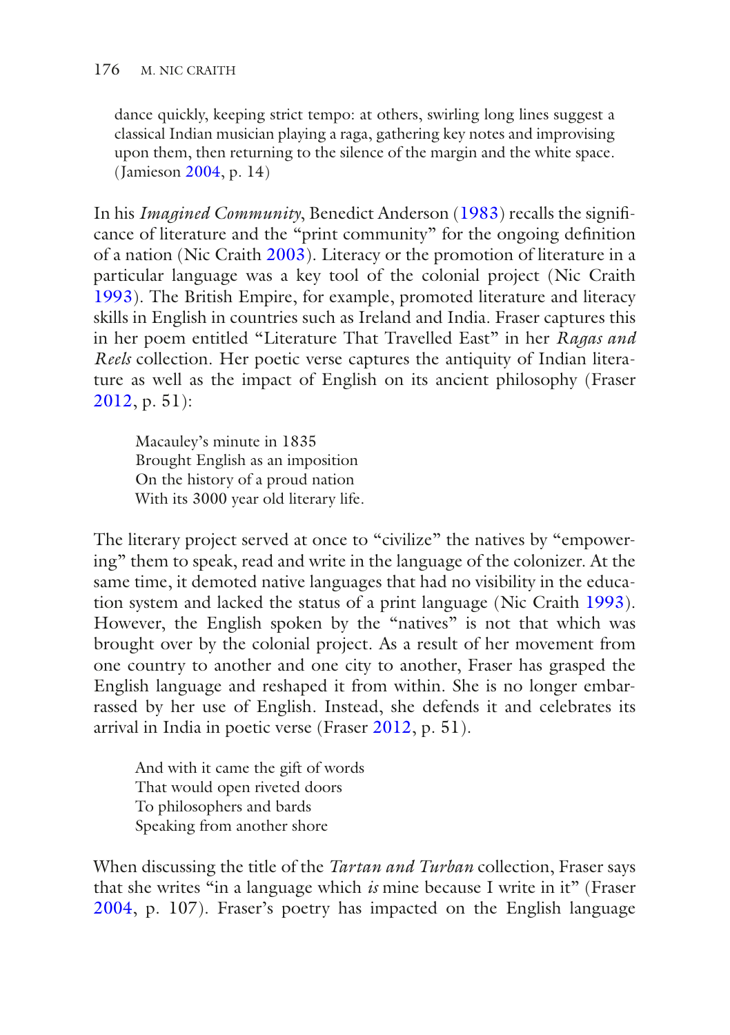dance quickly, keeping strict tempo: at others, swirling long lines suggest a classical Indian musician playing a raga, gathering key notes and improvising upon them, then returning to the silence of the margin and the white space. (Jamieson 2004, p. 14)

In his *Imagined Community*, Benedict Anderson (1983) recalls the significance of literature and the "print community" for the ongoing definition of a nation (Nic Craith 2003). Literacy or the promotion of literature in a particular language was a key tool of the colonial project (Nic Craith 1993). The British Empire, for example, promoted literature and literacy skills in English in countries such as Ireland and India. Fraser captures this in her poem entitled "Literature That Travelled East" in her *Ragas and Reels* collection. Her poetic verse captures the antiquity of Indian literature as well as the impact of English on its ancient philosophy (Fraser 2012, p. 51):

> Macauley's minute in 1835
> Brought English as an imposition
> On the history of a proud nation
> With its 3000 year old literary life.

The literary project served at once to "civilize" the natives by "empowering" them to speak, read and write in the language of the colonizer. At the same time, it demoted native languages that had no visibility in the education system and lacked the status of a print language (Nic Craith 1993). However, the English spoken by the "natives" is not that which was brought over by the colonial project. As a result of her movement from one country to another and one city to another, Fraser has grasped the English language and reshaped it from within. She is no longer embarrassed by her use of English. Instead, she defends it and celebrates its arrival in India in poetic verse (Fraser 2012, p. 51).

> And with it came the gift of words
> That would open riveted doors
> To philosophers and bards
> Speaking from another shore

When discussing the title of the *Tartan and Turban* collection, Fraser says that she writes "in a language which *is* mine because I write in it" (Fraser 2004, p. 107). Fraser's poetry has impacted on the English language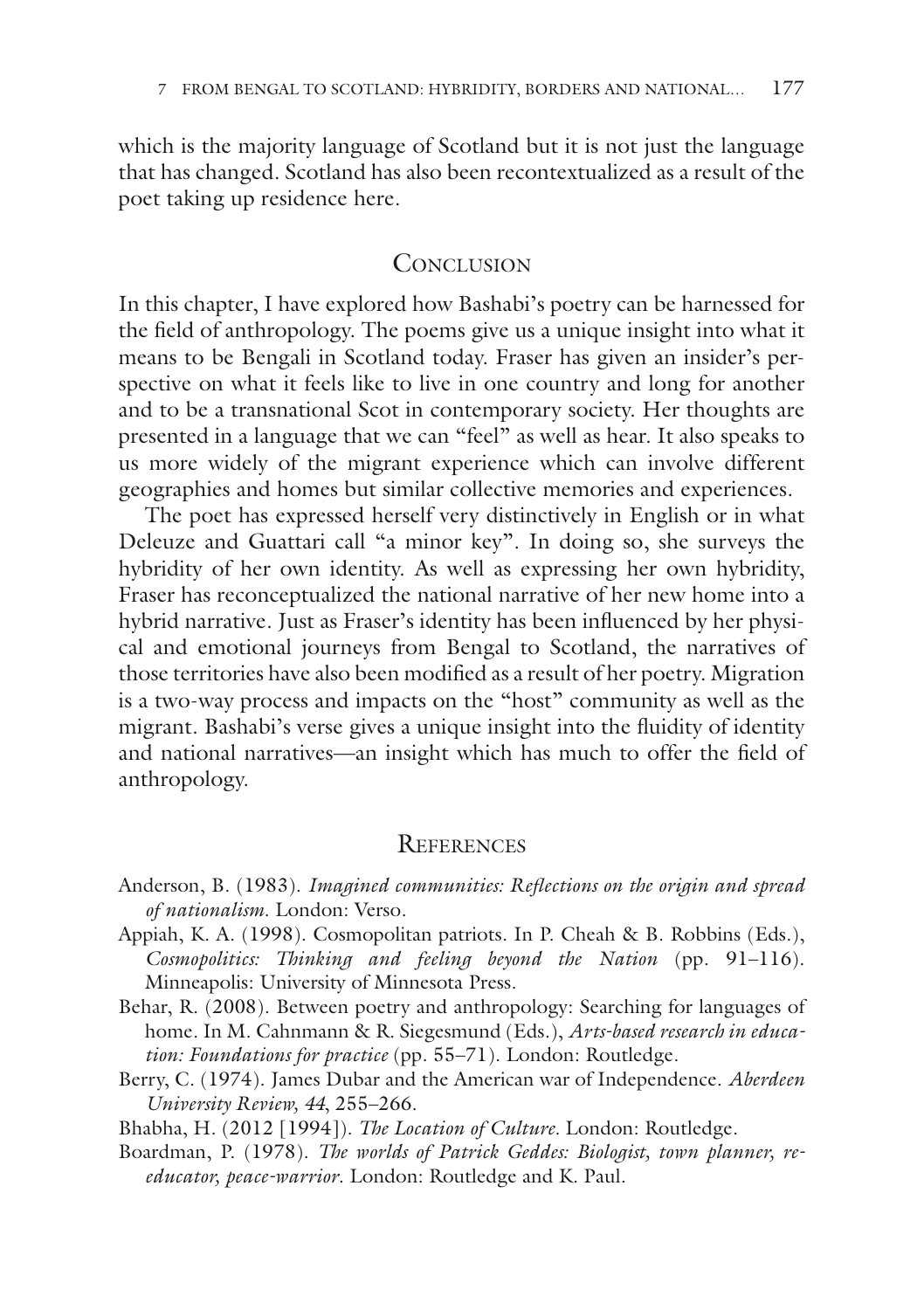which is the majority language of Scotland but it is not just the language that has changed. Scotland has also been recontextualized as a result of the poet taking up residence here.

## Conclusion

In this chapter, I have explored how Bashabi's poetry can be harnessed for the field of anthropology. The poems give us a unique insight into what it means to be Bengali in Scotland today. Fraser has given an insider's perspective on what it feels like to live in one country and long for another and to be a transnational Scot in contemporary society. Her thoughts are presented in a language that we can "feel" as well as hear. It also speaks to us more widely of the migrant experience which can involve different geographies and homes but similar collective memories and experiences.

The poet has expressed herself very distinctively in English or in what Deleuze and Guattari call "a minor key". In doing so, she surveys the hybridity of her own identity. As well as expressing her own hybridity, Fraser has reconceptualized the national narrative of her new home into a hybrid narrative. Just as Fraser's identity has been influenced by her physical and emotional journeys from Bengal to Scotland, the narratives of those territories have also been modified as a result of her poetry. Migration is a two-way process and impacts on the "host" community as well as the migrant. Bashabi's verse gives a unique insight into the fluidity of identity and national narratives—an insight which has much to offer the field of anthropology.

## References

Anderson, B. (1983). *Imagined communities: Reflections on the origin and spread of nationalism*. London: Verso.

Appiah, K. A. (1998). Cosmopolitan patriots. In P. Cheah & B. Robbins (Eds.), *Cosmopolitics: Thinking and feeling beyond the Nation* (pp. 91–116). Minneapolis: University of Minnesota Press.

Behar, R. (2008). Between poetry and anthropology: Searching for languages of home. In M. Cahnmann & R. Siegesmund (Eds.), *Arts-based research in education: Foundations for practice* (pp. 55–71). London: Routledge.

Berry, C. (1974). James Dubar and the American war of Independence. *Aberdeen University Review, 44*, 255–266.

Bhabha, H. (2012 [1994]). *The Location of Culture*. London: Routledge.

Boardman, P. (1978). *The worlds of Patrick Geddes: Biologist, town planner, re-educator, peace-warrior*. London: Routledge and K. Paul.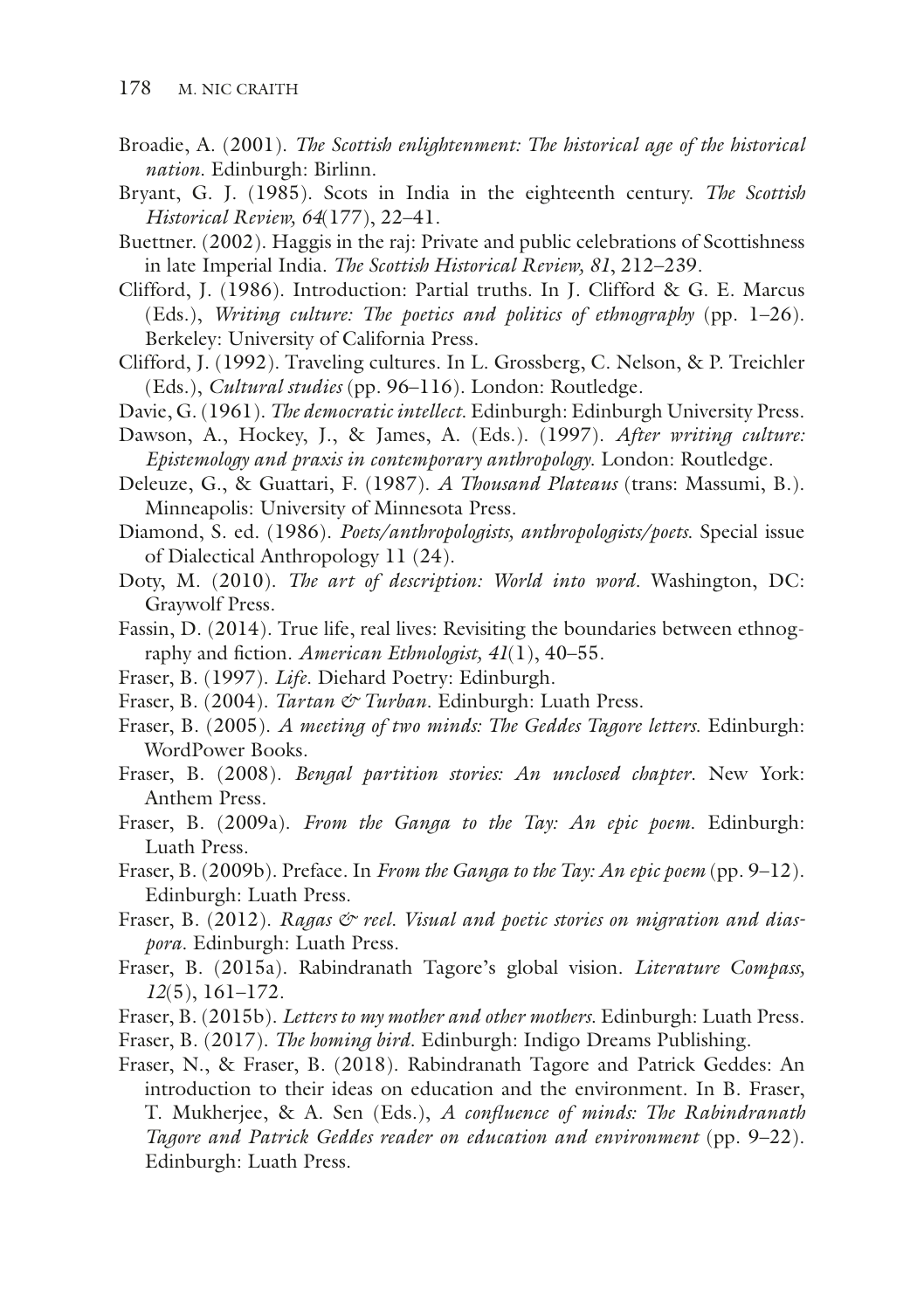Broadie, A. (2001). *The Scottish enlightenment: The historical age of the historical nation*. Edinburgh: Birlinn.

Bryant, G. J. (1985). Scots in India in the eighteenth century. *The Scottish Historical Review, 64*(177), 22–41.

Buettner. (2002). Haggis in the raj: Private and public celebrations of Scottishness in late Imperial India. *The Scottish Historical Review, 81*, 212–239.

Clifford, J. (1986). Introduction: Partial truths. In J. Clifford & G. E. Marcus (Eds.), *Writing culture: The poetics and politics of ethnography* (pp. 1–26). Berkeley: University of California Press.

Clifford, J. (1992). Traveling cultures. In L. Grossberg, C. Nelson, & P. Treichler (Eds.), *Cultural studies* (pp. 96–116). London: Routledge.

Davie, G. (1961). *The democratic intellect*. Edinburgh: Edinburgh University Press.

Dawson, A., Hockey, J., & James, A. (Eds.). (1997). *After writing culture: Epistemology and praxis in contemporary anthropology*. London: Routledge.

Deleuze, G., & Guattari, F. (1987). *A Thousand Plateaus* (trans: Massumi, B.). Minneapolis: University of Minnesota Press.

Diamond, S. ed. (1986). *Poets/anthropologists, anthropologists/poets*. Special issue of Dialectical Anthropology 11 (24).

Doty, M. (2010). *The art of description: World into word*. Washington, DC: Graywolf Press.

Fassin, D. (2014). True life, real lives: Revisiting the boundaries between ethnography and fiction. *American Ethnologist, 41*(1), 40–55.

Fraser, B. (1997). *Life*. Diehard Poetry: Edinburgh.

Fraser, B. (2004). *Tartan & Turban*. Edinburgh: Luath Press.

Fraser, B. (2005). *A meeting of two minds: The Geddes Tagore letters*. Edinburgh: WordPower Books.

Fraser, B. (2008). *Bengal partition stories: An unclosed chapter*. New York: Anthem Press.

Fraser, B. (2009a). *From the Ganga to the Tay: An epic poem*. Edinburgh: Luath Press.

Fraser, B. (2009b). Preface. In *From the Ganga to the Tay: An epic poem* (pp. 9–12). Edinburgh: Luath Press.

Fraser, B. (2012). *Ragas & reel. Visual and poetic stories on migration and diaspora*. Edinburgh: Luath Press.

Fraser, B. (2015a). Rabindranath Tagore's global vision. *Literature Compass, 12*(5), 161–172.

Fraser, B. (2015b). *Letters to my mother and other mothers*. Edinburgh: Luath Press.

Fraser, B. (2017). *The homing bird*. Edinburgh: Indigo Dreams Publishing.

Fraser, N., & Fraser, B. (2018). Rabindranath Tagore and Patrick Geddes: An introduction to their ideas on education and the environment. In B. Fraser, T. Mukherjee, & A. Sen (Eds.), *A confluence of minds: The Rabindranath Tagore and Patrick Geddes reader on education and environment* (pp. 9–22). Edinburgh: Luath Press.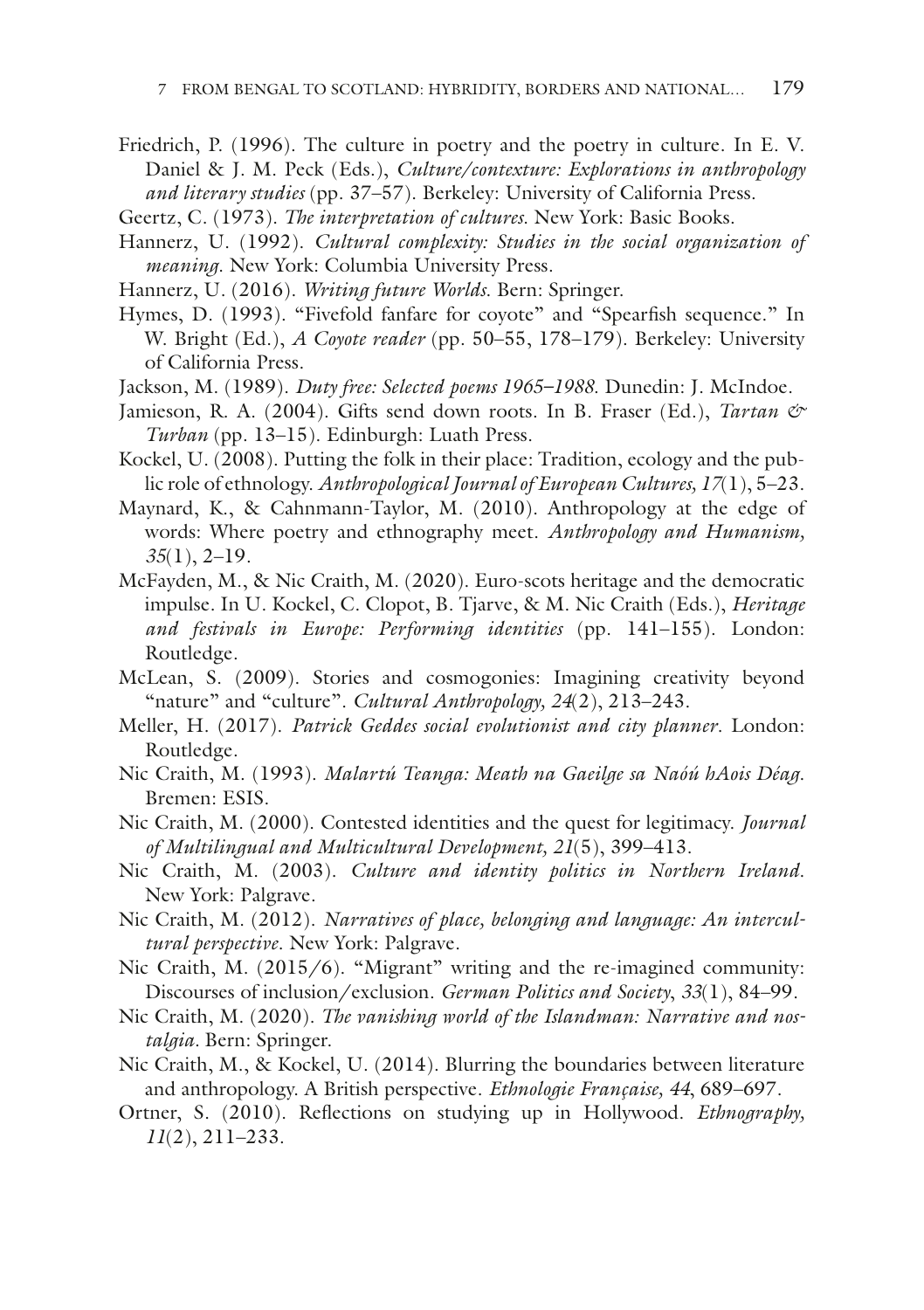Friedrich, P. (1996). The culture in poetry and the poetry in culture. In E. V. Daniel & J. M. Peck (Eds.), *Culture/contexture: Explorations in anthropology and literary studies* (pp. 37–57). Berkeley: University of California Press.

Geertz, C. (1973). *The interpretation of cultures*. New York: Basic Books.

Hannerz, U. (1992). *Cultural complexity: Studies in the social organization of meaning*. New York: Columbia University Press.

Hannerz, U. (2016). *Writing future Worlds*. Bern: Springer.

Hymes, D. (1993). "Fivefold fanfare for coyote" and "Spearfish sequence." In W. Bright (Ed.), *A Coyote reader* (pp. 50–55, 178–179). Berkeley: University of California Press.

Jackson, M. (1989). *Duty free: Selected poems 1965–1988*. Dunedin: J. McIndoe.

Jamieson, R. A. (2004). Gifts send down roots. In B. Fraser (Ed.), *Tartan & Turban* (pp. 13–15). Edinburgh: Luath Press.

Kockel, U. (2008). Putting the folk in their place: Tradition, ecology and the public role of ethnology. *Anthropological Journal of European Cultures, 17*(1), 5–23.

Maynard, K., & Cahnmann-Taylor, M. (2010). Anthropology at the edge of words: Where poetry and ethnography meet. *Anthropology and Humanism, 35*(1), 2–19.

McFayden, M., & Nic Craith, M. (2020). Euro-scots heritage and the democratic impulse. In U. Kockel, C. Clopot, B. Tjarve, & M. Nic Craith (Eds.), *Heritage and festivals in Europe: Performing identities* (pp. 141–155). London: Routledge.

McLean, S. (2009). Stories and cosmogonies: Imagining creativity beyond "nature" and "culture". *Cultural Anthropology, 24*(2), 213–243.

Meller, H. (2017). *Patrick Geddes social evolutionist and city planner*. London: Routledge.

Nic Craith, M. (1993). *Malartú Teanga: Meath na Gaeilge sa Naóú hAois Déag*. Bremen: ESIS.

Nic Craith, M. (2000). Contested identities and the quest for legitimacy. *Journal of Multilingual and Multicultural Development, 21*(5), 399–413.

Nic Craith, M. (2003). *Culture and identity politics in Northern Ireland*. New York: Palgrave.

Nic Craith, M. (2012). *Narratives of place, belonging and language: An intercultural perspective*. New York: Palgrave.

Nic Craith, M. (2015/6). "Migrant" writing and the re-imagined community: Discourses of inclusion/exclusion. *German Politics and Society, 33*(1), 84–99.

Nic Craith, M. (2020). *The vanishing world of the Islandman: Narrative and nostalgia*. Bern: Springer.

Nic Craith, M., & Kockel, U. (2014). Blurring the boundaries between literature and anthropology. A British perspective. *Ethnologie Française, 44*, 689–697.

Ortner, S. (2010). Reflections on studying up in Hollywood. *Ethnography, 11*(2), 211–233.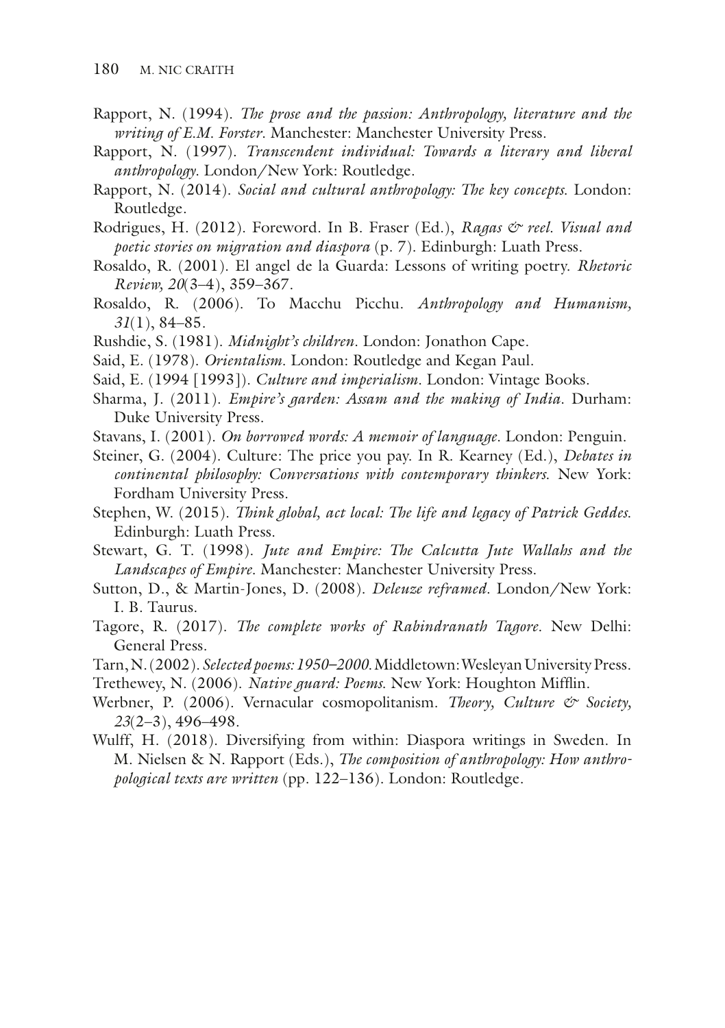Rapport, N. (1994). *The prose and the passion: Anthropology, literature and the writing of E.M. Forster*. Manchester: Manchester University Press.

Rapport, N. (1997). *Transcendent individual: Towards a literary and liberal anthropology*. London/New York: Routledge.

Rapport, N. (2014). *Social and cultural anthropology: The key concepts*. London: Routledge.

Rodrigues, H. (2012). Foreword. In B. Fraser (Ed.), *Ragas & reel. Visual and poetic stories on migration and diaspora* (p. 7). Edinburgh: Luath Press.

Rosaldo, R. (2001). El angel de la Guarda: Lessons of writing poetry. *Rhetoric Review, 20*(3–4), 359–367.

Rosaldo, R. (2006). To Macchu Picchu. *Anthropology and Humanism, 31*(1), 84–85.

Rushdie, S. (1981). *Midnight's children*. London: Jonathon Cape.

Said, E. (1978). *Orientalism*. London: Routledge and Kegan Paul.

Said, E. (1994 [1993]). *Culture and imperialism*. London: Vintage Books.

Sharma, J. (2011). *Empire's garden: Assam and the making of India*. Durham: Duke University Press.

Stavans, I. (2001). *On borrowed words: A memoir of language*. London: Penguin.

Steiner, G. (2004). Culture: The price you pay. In R. Kearney (Ed.), *Debates in continental philosophy: Conversations with contemporary thinkers*. New York: Fordham University Press.

Stephen, W. (2015). *Think global, act local: The life and legacy of Patrick Geddes*. Edinburgh: Luath Press.

Stewart, G. T. (1998). *Jute and Empire: The Calcutta Jute Wallahs and the Landscapes of Empire*. Manchester: Manchester University Press.

Sutton, D., & Martin-Jones, D. (2008). *Deleuze reframed*. London/New York: I. B. Taurus.

Tagore, R. (2017). *The complete works of Rabindranath Tagore*. New Delhi: General Press.

Tarn, N. (2002). *Selected poems: 1950–2000*. Middletown: Wesleyan University Press.

Trethewey, N. (2006). *Native guard: Poems*. New York: Houghton Mifflin.

Werbner, P. (2006). Vernacular cosmopolitanism. *Theory, Culture & Society, 23*(2–3), 496–498.

Wulff, H. (2018). Diversifying from within: Diaspora writings in Sweden. In M. Nielsen & N. Rapport (Eds.), *The composition of anthropology: How anthropological texts are written* (pp. 122–136). London: Routledge.